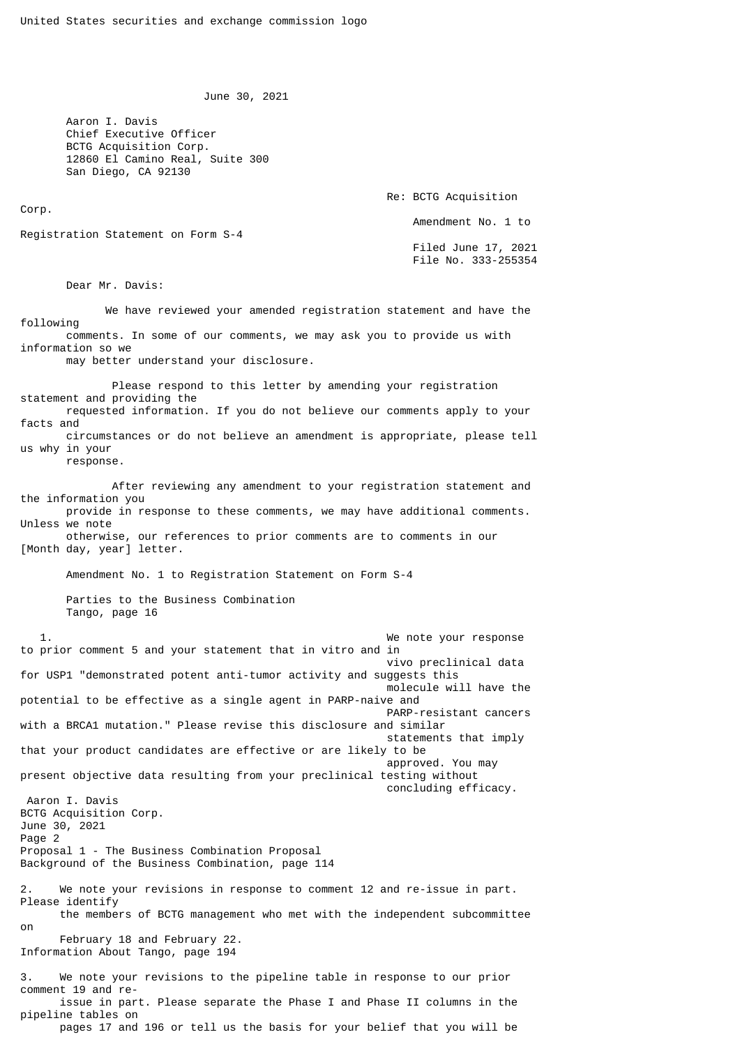United States securities and exchange commission logo

June 30, 2021

Aaron I. Davis
Chief Executive Officer
BCTG Acquisition Corp.
12860 El Camino Real, Suite 300
San Diego, CA 92130

Re: BCTG Acquisition Corp.
Amendment No. 1 to Registration Statement on Form S-4
Filed June 17, 2021
File No. 333-255354

Dear Mr. Davis:

We have reviewed your amended registration statement and have the following comments. In some of our comments, we may ask you to provide us with information so we may better understand your disclosure.

Please respond to this letter by amending your registration statement and providing the requested information. If you do not believe our comments apply to your facts and circumstances or do not believe an amendment is appropriate, please tell us why in your response.

After reviewing any amendment to your registration statement and the information you provide in response to these comments, we may have additional comments. Unless we note otherwise, our references to prior comments are to comments in our [Month day, year] letter.

Amendment No. 1 to Registration Statement on Form S-4

Parties to the Business Combination
Tango, page 16

1. We note your response to prior comment 5 and your statement that in vitro and in vivo preclinical data for USP1 "demonstrated potent anti-tumor activity and suggests this molecule will have the potential to be effective as a single agent in PARP-naive and PARP-resistant cancers with a BRCA1 mutation." Please revise this disclosure and similar statements that imply that your product candidates are effective or are likely to be approved. You may present objective data resulting from your preclinical testing without concluding efficacy.

Proposal 1 - The Business Combination Proposal
Background of the Business Combination, page 114

2. We note your revisions in response to comment 12 and re-issue in part. Please identify the members of BCTG management who met with the independent subcommittee on February 18 and February 22.

Information About Tango, page 194

3. We note your revisions to the pipeline table in response to our prior comment 19 and re-issue in part. Please separate the Phase I and Phase II columns in the pipeline tables on pages 17 and 196 or tell us the basis for your belief that you will be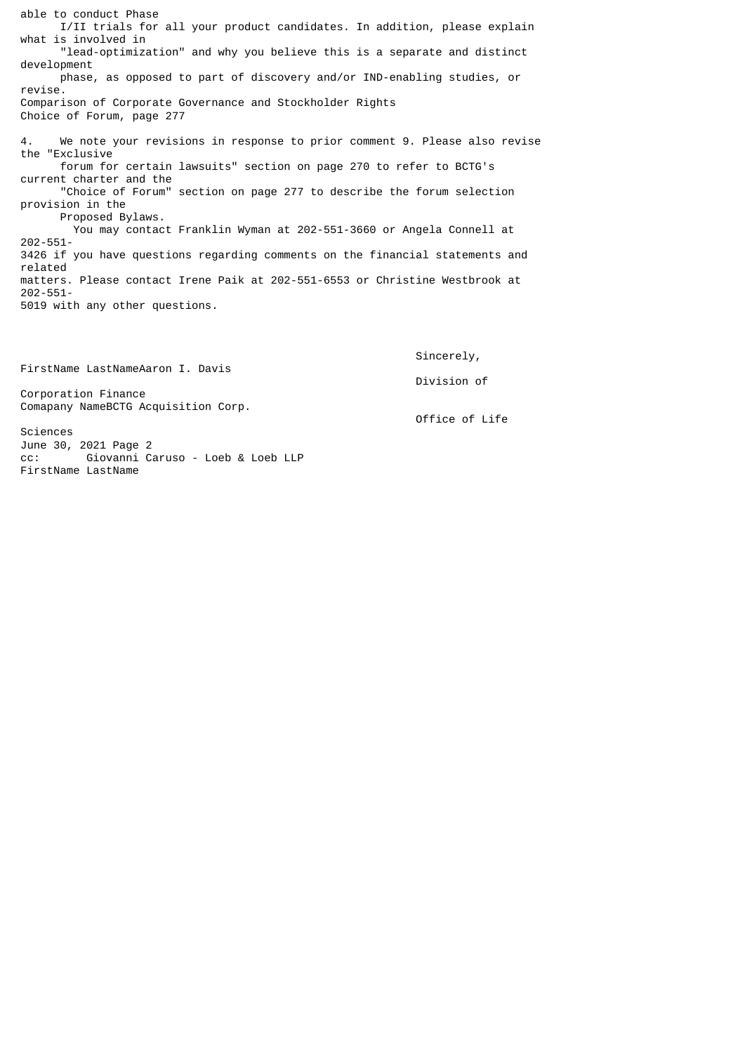able to conduct Phase I/II trials for all your product candidates. In addition, please explain what is involved in "lead-optimization" and why you believe this is a separate and distinct development phase, as opposed to part of discovery and/or IND-enabling studies, or revise.

Comparison of Corporate Governance and Stockholder Rights
Choice of Forum, page 277

4. We note your revisions in response to prior comment 9. Please also revise the "Exclusive forum for certain lawsuits" section on page 270 to refer to BCTG's current charter and the "Choice of Forum" section on page 277 to describe the forum selection provision in the Proposed Bylaws.

You may contact Franklin Wyman at 202-551-3660 or Angela Connell at 202-551-3426 if you have questions regarding comments on the financial statements and related matters. Please contact Irene Paik at 202-551-6553 or Christine Westbrook at 202-551-5019 with any other questions.

Sincerely,

Division of Corporation Finance
Office of Life Sciences

FirstName LastNameAaron I. Davis
Comapany NameBCTG Acquisition Corp.

June 30, 2021 Page 2

cc: Giovanni Caruso - Loeb & Loeb LLP
FirstName LastName